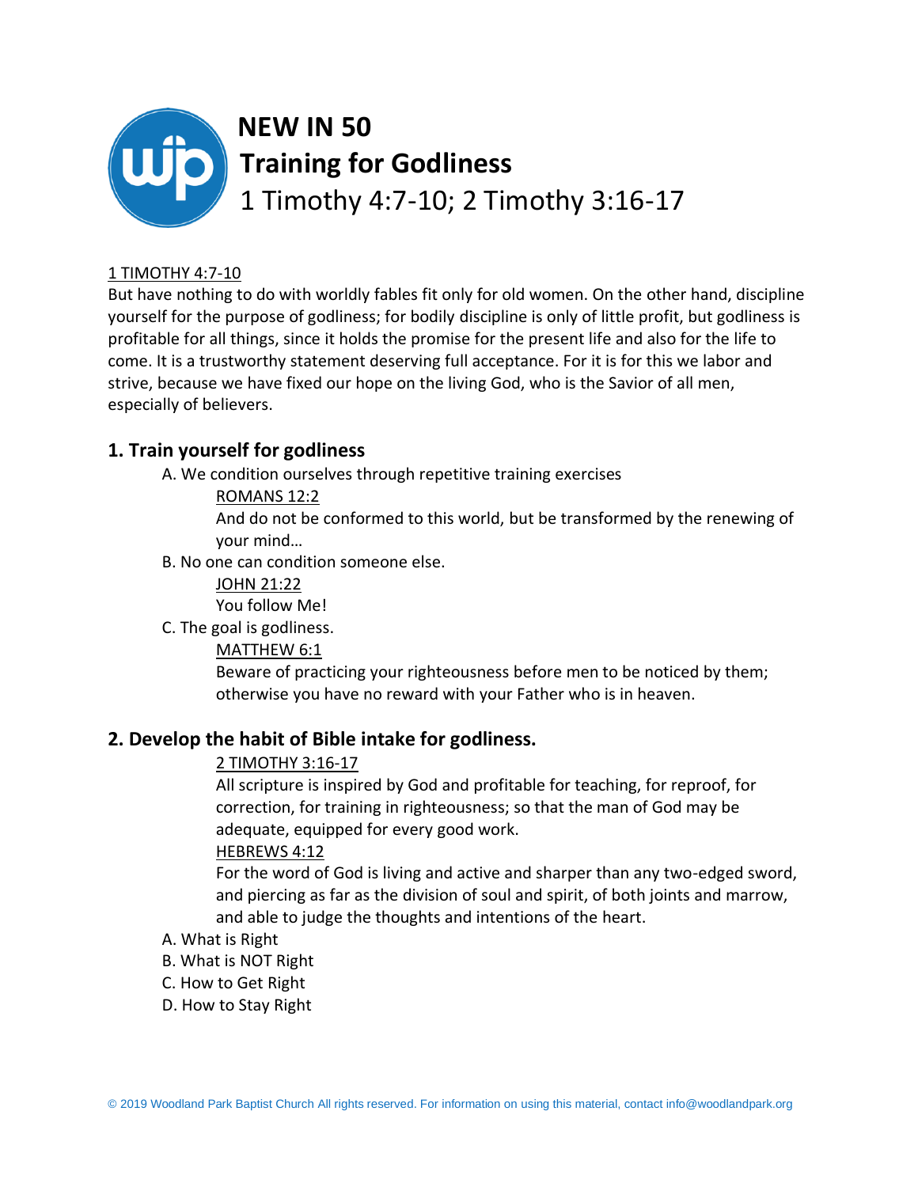# NEW IN 50
# Training for Godliness
## 1 Timothy 4:7-10; 2 Timothy 3:16-17

1 TIMOTHY 4:7-10
But have nothing to do with worldly fables fit only for old women. On the other hand, discipline yourself for the purpose of godliness; for bodily discipline is only of little profit, but godliness is profitable for all things, since it holds the promise for the present life and also for the life to come. It is a trustworthy statement deserving full acceptance. For it is for this we labor and strive, because we have fixed our hope on the living God, who is the Savior of all men, especially of believers.

### 1. Train yourself for godliness

A. We condition ourselves through repetitive training exercises

> ROMANS 12:2
> And do not be conformed to this world, but be transformed by the renewing of your mind…

B. No one can condition someone else.

> JOHN 21:22
> You follow Me!

C. The goal is godliness.

> MATTHEW 6:1
> Beware of practicing your righteousness before men to be noticed by them; otherwise you have no reward with your Father who is in heaven.

### 2. Develop the habit of Bible intake for godliness.

> 2 TIMOTHY 3:16-17
> All scripture is inspired by God and profitable for teaching, for reproof, for correction, for training in righteousness; so that the man of God may be adequate, equipped for every good work.
>
> HEBREWS 4:12
> For the word of God is living and active and sharper than any two-edged sword, and piercing as far as the division of soul and spirit, of both joints and marrow, and able to judge the thoughts and intentions of the heart.

A. What is Right
B. What is NOT Right
C. How to Get Right
D. How to Stay Right

© 2019 Woodland Park Baptist Church All rights reserved. For information on using this material, contact info@woodlandpark.org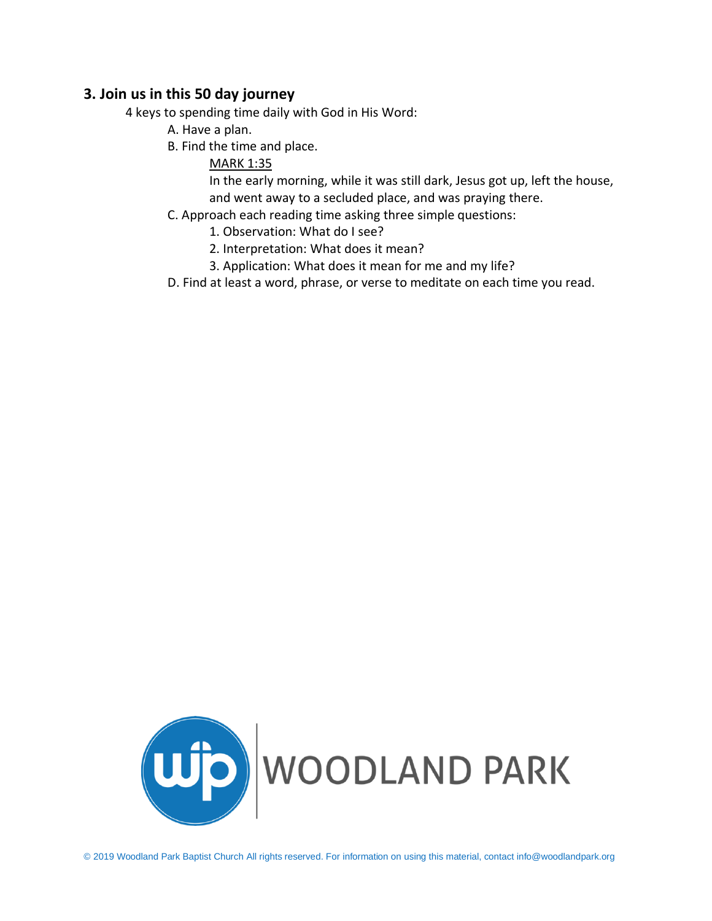### 3. Join us in this 50 day journey

4 keys to spending time daily with God in His Word:

A. Have a plan.

B. Find the time and place.

<u>MARK 1:35</u>

In the early morning, while it was still dark, Jesus got up, left the house, and went away to a secluded place, and was praying there.

C. Approach each reading time asking three simple questions:

1. Observation: What do I see?
2. Interpretation: What does it mean?
3. Application: What does it mean for me and my life?

D. Find at least a word, phrase, or verse to meditate on each time you read.

WOODLAND PARK

© 2019 Woodland Park Baptist Church All rights reserved. For information on using this material, contact info@woodlandpark.org